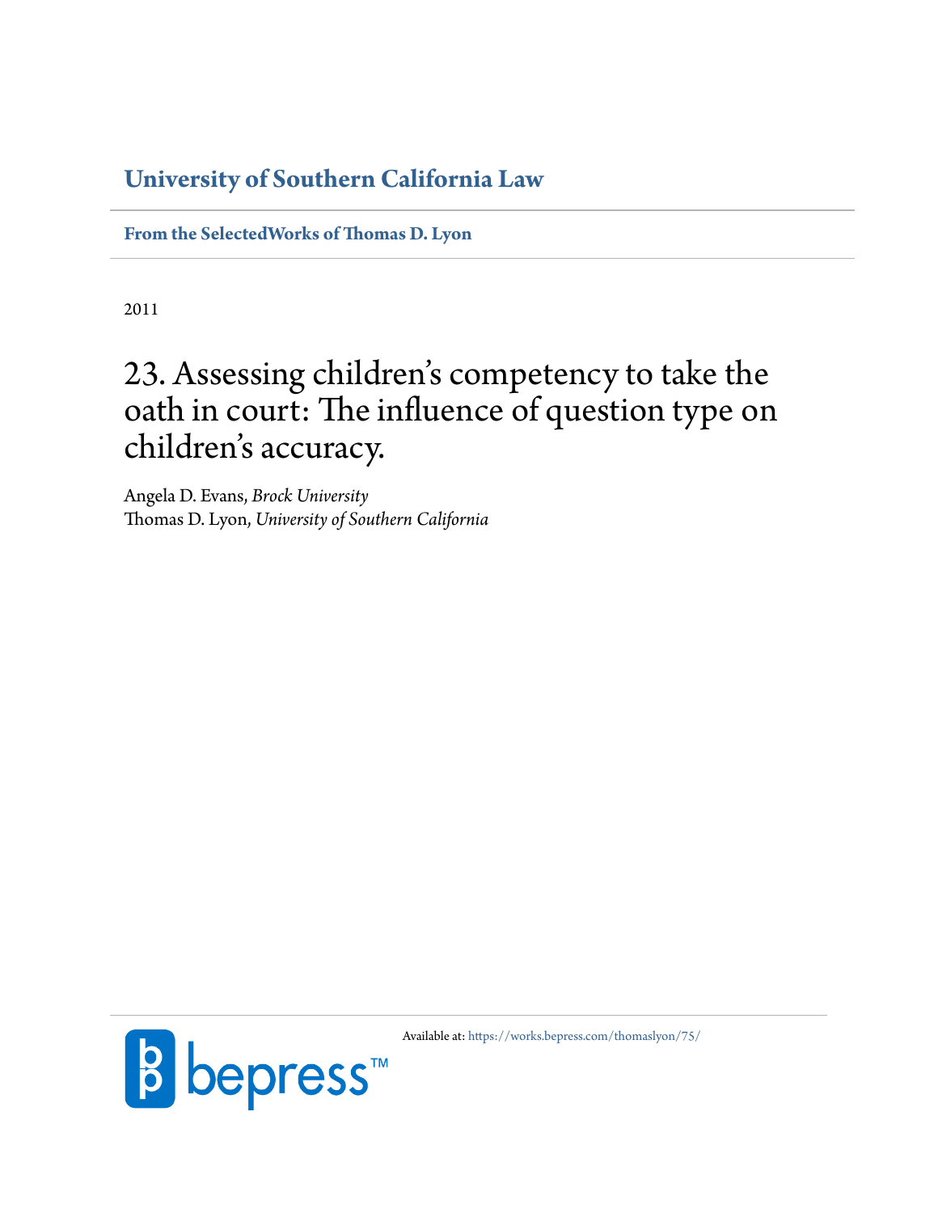**University of Southern California Law**

**From the SelectedWorks of Thomas D. Lyon**

2011

# 23. Assessing children's competency to take the oath in court: The influence of question type on children's accuracy.

Angela D. Evans, *Brock University*
Thomas D. Lyon, *University of Southern California*

Available at: https://works.bepress.com/thomaslyon/75/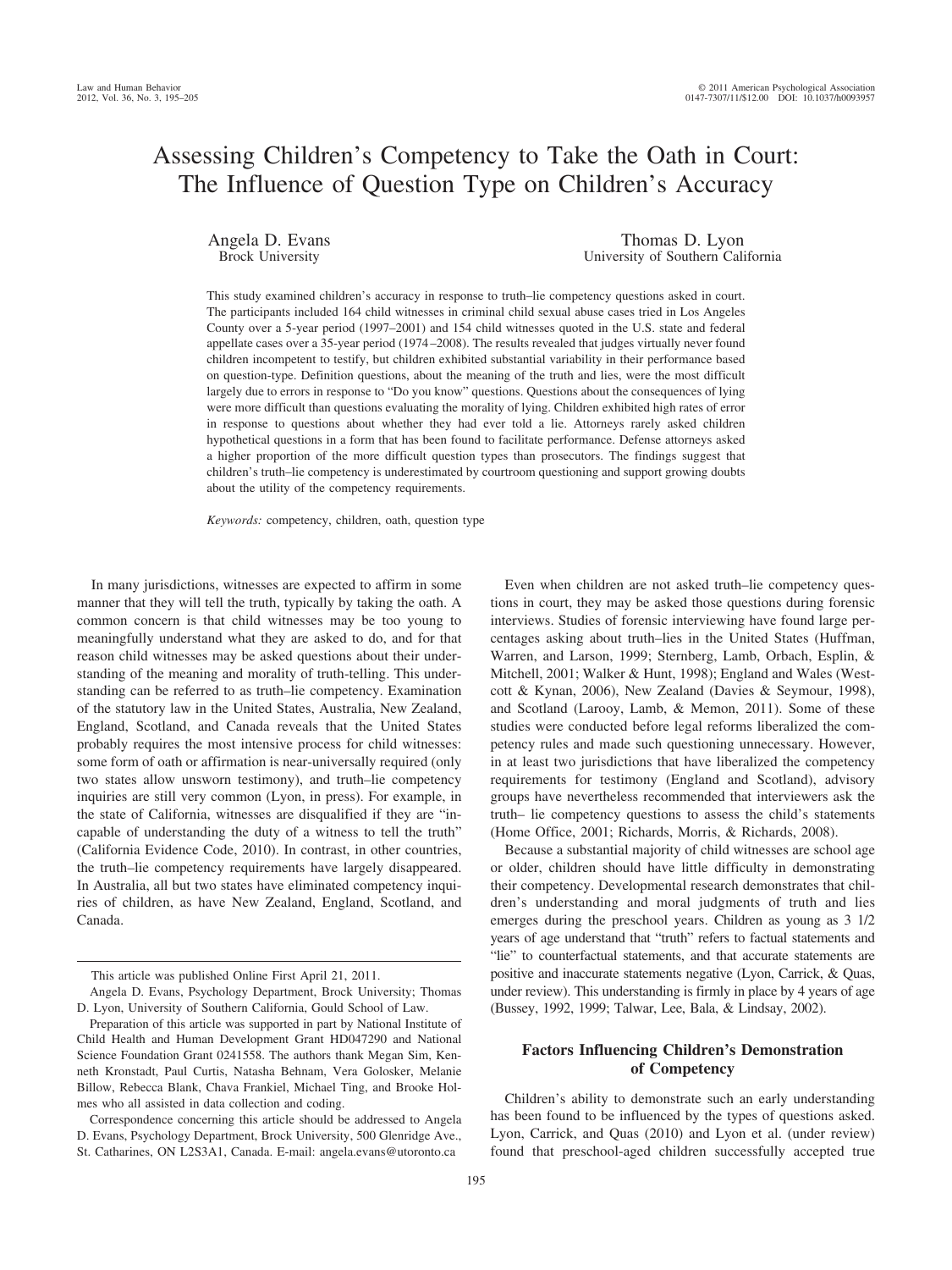# Assessing Children's Competency to Take the Oath in Court: The Influence of Question Type on Children's Accuracy

Angela D. Evans
Brock University

Thomas D. Lyon
University of Southern California

This study examined children's accuracy in response to truth–lie competency questions asked in court. The participants included 164 child witnesses in criminal child sexual abuse cases tried in Los Angeles County over a 5-year period (1997–2001) and 154 child witnesses quoted in the U.S. state and federal appellate cases over a 35-year period (1974–2008). The results revealed that judges virtually never found children incompetent to testify, but children exhibited substantial variability in their performance based on question-type. Definition questions, about the meaning of the truth and lies, were the most difficult largely due to errors in response to "Do you know" questions. Questions about the consequences of lying were more difficult than questions evaluating the morality of lying. Children exhibited high rates of error in response to questions about whether they had ever told a lie. Attorneys rarely asked children hypothetical questions in a form that has been found to facilitate performance. Defense attorneys asked a higher proportion of the more difficult question types than prosecutors. The findings suggest that children's truth–lie competency is underestimated by courtroom questioning and support growing doubts about the utility of the competency requirements.

*Keywords:* competency, children, oath, question type

In many jurisdictions, witnesses are expected to affirm in some manner that they will tell the truth, typically by taking the oath. A common concern is that child witnesses may be too young to meaningfully understand what they are asked to do, and for that reason child witnesses may be asked questions about their understanding of the meaning and morality of truth-telling. This understanding can be referred to as truth–lie competency. Examination of the statutory law in the United States, Australia, New Zealand, England, Scotland, and Canada reveals that the United States probably requires the most intensive process for child witnesses: some form of oath or affirmation is near-universally required (only two states allow unsworn testimony), and truth–lie competency inquiries are still very common (Lyon, in press). For example, in the state of California, witnesses are disqualified if they are "incapable of understanding the duty of a witness to tell the truth" (California Evidence Code, 2010). In contrast, in other countries, the truth–lie competency requirements have largely disappeared. In Australia, all but two states have eliminated competency inquiries of children, as have New Zealand, England, Scotland, and Canada.

Even when children are not asked truth–lie competency questions in court, they may be asked those questions during forensic interviews. Studies of forensic interviewing have found large percentages asking about truth–lies in the United States (Huffman, Warren, and Larson, 1999; Sternberg, Lamb, Orbach, Esplin, & Mitchell, 2001; Walker & Hunt, 1998); England and Wales (Westcott & Kynan, 2006), New Zealand (Davies & Seymour, 1998), and Scotland (Larooy, Lamb, & Memon, 2011). Some of these studies were conducted before legal reforms liberalized the competency rules and made such questioning unnecessary. However, in at least two jurisdictions that have liberalized the competency requirements for testimony (England and Scotland), advisory groups have nevertheless recommended that interviewers ask the truth– lie competency questions to assess the child's statements (Home Office, 2001; Richards, Morris, & Richards, 2008).

Because a substantial majority of child witnesses are school age or older, children should have little difficulty in demonstrating their competency. Developmental research demonstrates that children's understanding and moral judgments of truth and lies emerges during the preschool years. Children as young as 3 1/2 years of age understand that "truth" refers to factual statements and "lie" to counterfactual statements, and that accurate statements are positive and inaccurate statements negative (Lyon, Carrick, & Quas, under review). This understanding is firmly in place by 4 years of age (Bussey, 1992, 1999; Talwar, Lee, Bala, & Lindsay, 2002).

## Factors Influencing Children's Demonstration of Competency

Children's ability to demonstrate such an early understanding has been found to be influenced by the types of questions asked. Lyon, Carrick, and Quas (2010) and Lyon et al. (under review) found that preschool-aged children successfully accepted true

---

This article was published Online First April 21, 2011.

Angela D. Evans, Psychology Department, Brock University; Thomas D. Lyon, University of Southern California, Gould School of Law.

Preparation of this article was supported in part by National Institute of Child Health and Human Development Grant HD047290 and National Science Foundation Grant 0241558. The authors thank Megan Sim, Kenneth Kronstadt, Paul Curtis, Natasha Behnam, Vera Golosker, Melanie Billow, Rebecca Blank, Chava Frankiel, Michael Ting, and Brooke Holmes who all assisted in data collection and coding.

Correspondence concerning this article should be addressed to Angela D. Evans, Psychology Department, Brock University, 500 Glenridge Ave., St. Catharines, ON L2S3A1, Canada. E-mail: angela.evans@utoronto.ca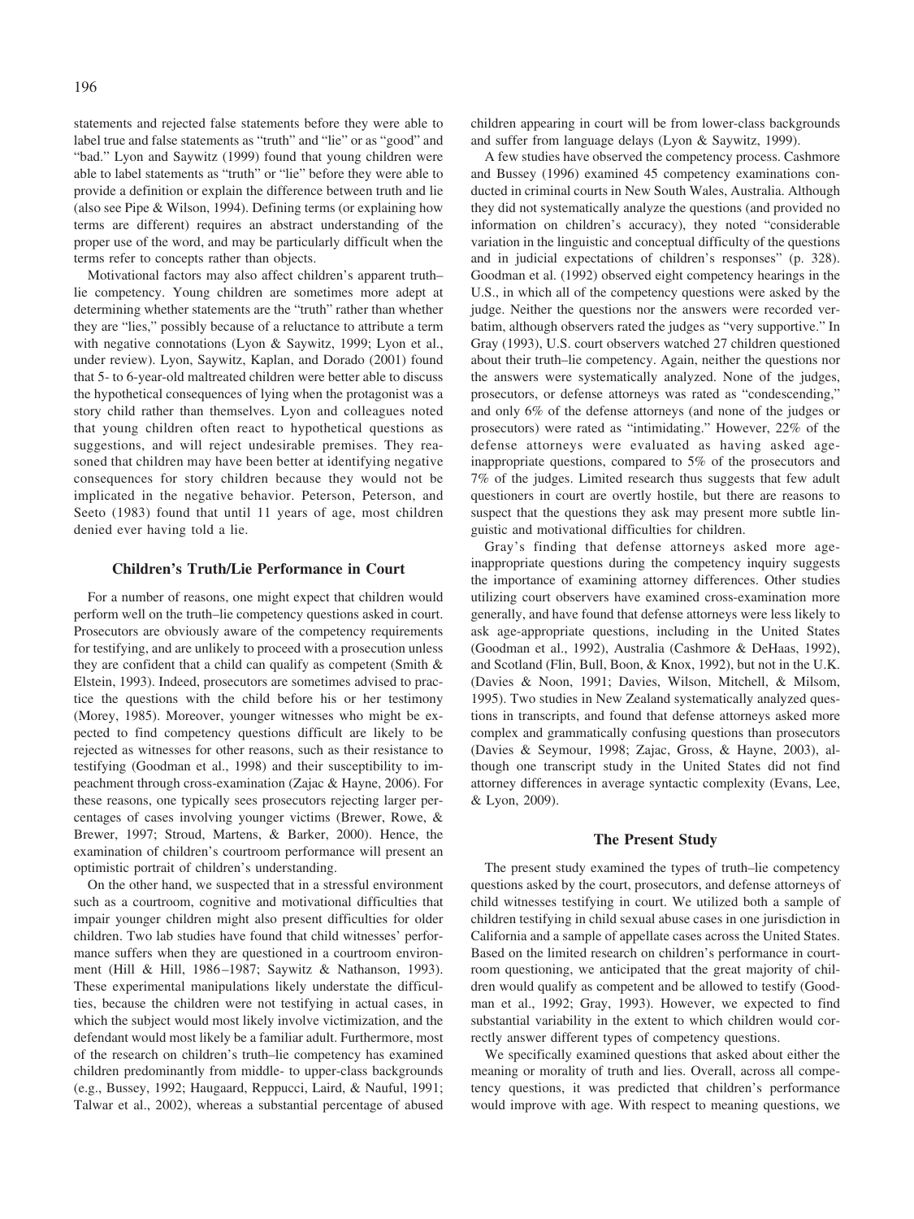statements and rejected false statements before they were able to label true and false statements as "truth" and "lie" or as "good" and "bad." Lyon and Saywitz (1999) found that young children were able to label statements as "truth" or "lie" before they were able to provide a definition or explain the difference between truth and lie (also see Pipe & Wilson, 1994). Defining terms (or explaining how terms are different) requires an abstract understanding of the proper use of the word, and may be particularly difficult when the terms refer to concepts rather than objects.

Motivational factors may also affect children's apparent truth–lie competency. Young children are sometimes more adept at determining whether statements are the "truth" rather than whether they are "lies," possibly because of a reluctance to attribute a term with negative connotations (Lyon & Saywitz, 1999; Lyon et al., under review). Lyon, Saywitz, Kaplan, and Dorado (2001) found that 5- to 6-year-old maltreated children were better able to discuss the hypothetical consequences of lying when the protagonist was a story child rather than themselves. Lyon and colleagues noted that young children often react to hypothetical questions as suggestions, and will reject undesirable premises. They reasoned that children may have been better at identifying negative consequences for story children because they would not be implicated in the negative behavior. Peterson, Peterson, and Seeto (1983) found that until 11 years of age, most children denied ever having told a lie.

## Children's Truth/Lie Performance in Court

For a number of reasons, one might expect that children would perform well on the truth–lie competency questions asked in court. Prosecutors are obviously aware of the competency requirements for testifying, and are unlikely to proceed with a prosecution unless they are confident that a child can qualify as competent (Smith & Elstein, 1993). Indeed, prosecutors are sometimes advised to practice the questions with the child before his or her testimony (Morey, 1985). Moreover, younger witnesses who might be expected to find competency questions difficult are likely to be rejected as witnesses for other reasons, such as their resistance to testifying (Goodman et al., 1998) and their susceptibility to impeachment through cross-examination (Zajac & Hayne, 2006). For these reasons, one typically sees prosecutors rejecting larger percentages of cases involving younger victims (Brewer, Rowe, & Brewer, 1997; Stroud, Martens, & Barker, 2000). Hence, the examination of children's courtroom performance will present an optimistic portrait of children's understanding.

On the other hand, we suspected that in a stressful environment such as a courtroom, cognitive and motivational difficulties that impair younger children might also present difficulties for older children. Two lab studies have found that child witnesses' performance suffers when they are questioned in a courtroom environment (Hill & Hill, 1986–1987; Saywitz & Nathanson, 1993). These experimental manipulations likely understate the difficulties, because the children were not testifying in actual cases, in which the subject would most likely involve victimization, and the defendant would most likely be a familiar adult. Furthermore, most of the research on children's truth–lie competency has examined children predominantly from middle- to upper-class backgrounds (e.g., Bussey, 1992; Haugaard, Reppucci, Laird, & Nauful, 1991; Talwar et al., 2002), whereas a substantial percentage of abused children appearing in court will be from lower-class backgrounds and suffer from language delays (Lyon & Saywitz, 1999).

A few studies have observed the competency process. Cashmore and Bussey (1996) examined 45 competency examinations conducted in criminal courts in New South Wales, Australia. Although they did not systematically analyze the questions (and provided no information on children's accuracy), they noted "considerable variation in the linguistic and conceptual difficulty of the questions and in judicial expectations of children's responses" (p. 328). Goodman et al. (1992) observed eight competency hearings in the U.S., in which all of the competency questions were asked by the judge. Neither the questions nor the answers were recorded verbatim, although observers rated the judges as "very supportive." In Gray (1993), U.S. court observers watched 27 children questioned about their truth–lie competency. Again, neither the questions nor the answers were systematically analyzed. None of the judges, prosecutors, or defense attorneys was rated as "condescending," and only 6% of the defense attorneys (and none of the judges or prosecutors) were rated as "intimidating." However, 22% of the defense attorneys were evaluated as having asked age-inappropriate questions, compared to 5% of the prosecutors and 7% of the judges. Limited research thus suggests that few adult questioners in court are overtly hostile, but there are reasons to suspect that the questions they ask may present more subtle linguistic and motivational difficulties for children.

Gray's finding that defense attorneys asked more age-inappropriate questions during the competency inquiry suggests the importance of examining attorney differences. Other studies utilizing court observers have examined cross-examination more generally, and have found that defense attorneys were less likely to ask age-appropriate questions, including in the United States (Goodman et al., 1992), Australia (Cashmore & DeHaas, 1992), and Scotland (Flin, Bull, Boon, & Knox, 1992), but not in the U.K. (Davies & Noon, 1991; Davies, Wilson, Mitchell, & Milsom, 1995). Two studies in New Zealand systematically analyzed questions in transcripts, and found that defense attorneys asked more complex and grammatically confusing questions than prosecutors (Davies & Seymour, 1998; Zajac, Gross, & Hayne, 2003), although one transcript study in the United States did not find attorney differences in average syntactic complexity (Evans, Lee, & Lyon, 2009).

## The Present Study

The present study examined the types of truth–lie competency questions asked by the court, prosecutors, and defense attorneys of child witnesses testifying in court. We utilized both a sample of children testifying in child sexual abuse cases in one jurisdiction in California and a sample of appellate cases across the United States. Based on the limited research on children's performance in courtroom questioning, we anticipated that the great majority of children would qualify as competent and be allowed to testify (Goodman et al., 1992; Gray, 1993). However, we expected to find substantial variability in the extent to which children would correctly answer different types of competency questions.

We specifically examined questions that asked about either the meaning or morality of truth and lies. Overall, across all competency questions, it was predicted that children's performance would improve with age. With respect to meaning questions, we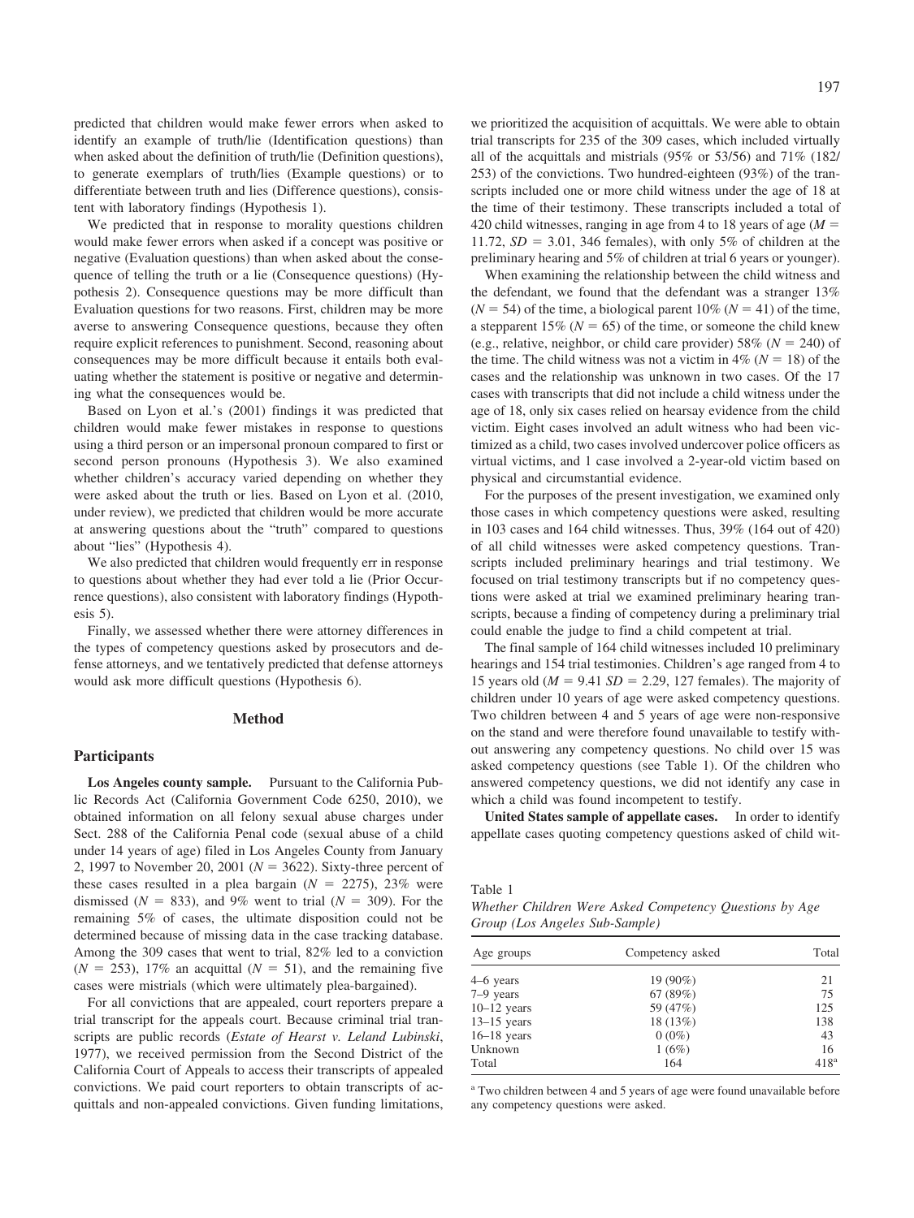predicted that children would make fewer errors when asked to identify an example of truth/lie (Identification questions) than when asked about the definition of truth/lie (Definition questions), to generate exemplars of truth/lies (Example questions) or to differentiate between truth and lies (Difference questions), consistent with laboratory findings (Hypothesis 1).

We predicted that in response to morality questions children would make fewer errors when asked if a concept was positive or negative (Evaluation questions) than when asked about the consequence of telling the truth or a lie (Consequence questions) (Hypothesis 2). Consequence questions may be more difficult than Evaluation questions for two reasons. First, children may be more averse to answering Consequence questions, because they often require explicit references to punishment. Second, reasoning about consequences may be more difficult because it entails both evaluating whether the statement is positive or negative and determining what the consequences would be.

Based on Lyon et al.'s (2001) findings it was predicted that children would make fewer mistakes in response to questions using a third person or an impersonal pronoun compared to first or second person pronouns (Hypothesis 3). We also examined whether children's accuracy varied depending on whether they were asked about the truth or lies. Based on Lyon et al. (2010, under review), we predicted that children would be more accurate at answering questions about the "truth" compared to questions about "lies" (Hypothesis 4).

We also predicted that children would frequently err in response to questions about whether they had ever told a lie (Prior Occurrence questions), also consistent with laboratory findings (Hypothesis 5).

Finally, we assessed whether there were attorney differences in the types of competency questions asked by prosecutors and defense attorneys, and we tentatively predicted that defense attorneys would ask more difficult questions (Hypothesis 6).

## Method

### Participants

**Los Angeles county sample.** Pursuant to the California Public Records Act (California Government Code 6250, 2010), we obtained information on all felony sexual abuse charges under Sect. 288 of the California Penal code (sexual abuse of a child under 14 years of age) filed in Los Angeles County from January 2, 1997 to November 20, 2001 ($N = 3622$). Sixty-three percent of these cases resulted in a plea bargain ($N = 2275$), 23% were dismissed ($N = 833$), and 9% went to trial ($N = 309$). For the remaining 5% of cases, the ultimate disposition could not be determined because of missing data in the case tracking database. Among the 309 cases that went to trial, 82% led to a conviction ($N = 253$), 17% an acquittal ($N = 51$), and the remaining five cases were mistrials (which were ultimately plea-bargained).

For all convictions that are appealed, court reporters prepare a trial transcript for the appeals court. Because criminal trial transcripts are public records (*Estate of Hearst v. Leland Lubinski*, 1977), we received permission from the Second District of the California Court of Appeals to access their transcripts of appealed convictions. We paid court reporters to obtain transcripts of acquittals and non-appealed convictions. Given funding limitations, we prioritized the acquisition of acquittals. We were able to obtain trial transcripts for 235 of the 309 cases, which included virtually all of the acquittals and mistrials (95% or 53/56) and 71% (182/253) of the convictions. Two hundred-eighteen (93%) of the transcripts included one or more child witness under the age of 18 at the time of their testimony. These transcripts included a total of 420 child witnesses, ranging in age from 4 to 18 years of age ($M = 11.72$, $SD = 3.01$, 346 females), with only 5% of children at the preliminary hearing and 5% of children at trial 6 years or younger).

When examining the relationship between the child witness and the defendant, we found that the defendant was a stranger 13% ($N = 54$) of the time, a biological parent 10% ($N = 41$) of the time, a stepparent 15% ($N = 65$) of the time, or someone the child knew (e.g., relative, neighbor, or child care provider) 58% ($N = 240$) of the time. The child witness was not a victim in 4% ($N = 18$) of the cases and the relationship was unknown in two cases. Of the 17 cases with transcripts that did not include a child witness under the age of 18, only six cases relied on hearsay evidence from the child victim. Eight cases involved an adult witness who had been victimized as a child, two cases involved undercover police officers as virtual victims, and 1 case involved a 2-year-old victim based on physical and circumstantial evidence.

For the purposes of the present investigation, we examined only those cases in which competency questions were asked, resulting in 103 cases and 164 child witnesses. Thus, 39% (164 out of 420) of all child witnesses were asked competency questions. Transcripts included preliminary hearings and trial testimony. We focused on trial testimony transcripts but if no competency questions were asked at trial we examined preliminary hearing transcripts, because a finding of competency during a preliminary trial could enable the judge to find a child competent at trial.

The final sample of 164 child witnesses included 10 preliminary hearings and 154 trial testimonies. Children's age ranged from 4 to 15 years old ($M = 9.41$ $SD = 2.29$, 127 females). The majority of children under 10 years of age were asked competency questions. Two children between 4 and 5 years of age were non-responsive on the stand and were therefore found unavailable to testify without answering any competency questions. No child over 15 was asked competency questions (see Table 1). Of the children who answered competency questions, we did not identify any case in which a child was found incompetent to testify.

**United States sample of appellate cases.** In order to identify appellate cases quoting competency questions asked of child wit-

Table 1
*Whether Children Were Asked Competency Questions by Age Group (Los Angeles Sub-Sample)*

| Age groups | Competency asked | Total |
|---|---|---|
| 4–6 years | 19 (90%) | 21 |
| 7–9 years | 67 (89%) | 75 |
| 10–12 years | 59 (47%) | 125 |
| 13–15 years | 18 (13%) | 138 |
| 16–18 years | 0 (0%) | 43 |
| Unknown | 1 (6%) | 16 |
| Total | 164 | 418[a] |

[a] Two children between 4 and 5 years of age were found unavailable before any competency questions were asked.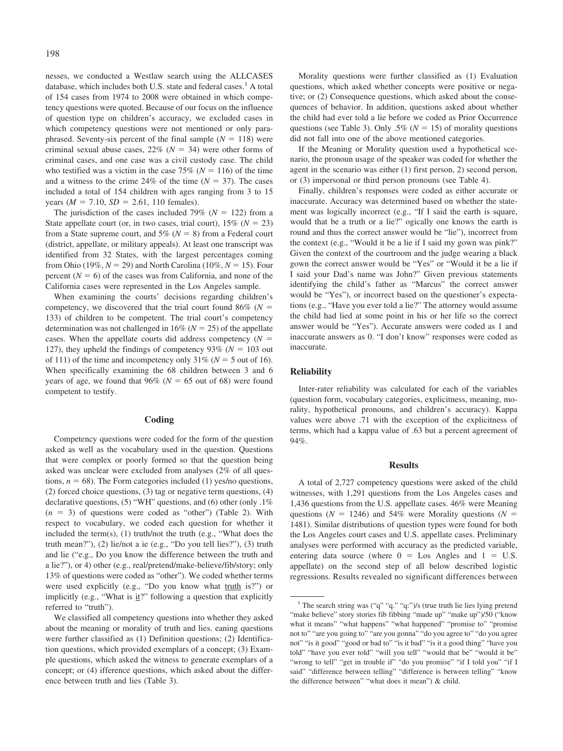nesses, we conducted a Westlaw search using the ALLCASES database, which includes both U.S. state and federal cases.[1] A total of 154 cases from 1974 to 2008 were obtained in which competency questions were quoted. Because of our focus on the influence of question type on children's accuracy, we excluded cases in which competency questions were not mentioned or only paraphrased. Seventy-six percent of the final sample ($N = 118$) were criminal sexual abuse cases, 22% ($N = 34$) were other forms of criminal cases, and one case was a civil custody case. The child who testified was a victim in the case 75% ($N = 116$) of the time and a witness to the crime 24% of the time ($N = 37$). The cases included a total of 154 children with ages ranging from 3 to 15 years ($M = 7.10$, $SD = 2.61$, 110 females).

The jurisdiction of the cases included 79% ($N = 122$) from a State appellate court (or, in two cases, trial court), 15% ($N = 23$) from a State supreme court, and 5% ($N = 8$) from a Federal court (district, appellate, or military appeals). At least one transcript was identified from 32 States, with the largest percentages coming from Ohio (19%, $N = 29$) and North Carolina (10%, $N = 15$). Four percent ($N = 6$) of the cases was from California, and none of the California cases were represented in the Los Angeles sample.

When examining the courts' decisions regarding children's competency, we discovered that the trial court found 86% ($N = 133$) of children to be competent. The trial court's competency determination was not challenged in 16% ($N = 25$) of the appellate cases. When the appellate courts did address competency ($N = 127$), they upheld the findings of competency 93% ($N = 103$ out of 111) of the time and incompetency only 31% ($N = 5$ out of 16). When specifically examining the 68 children between 3 and 6 years of age, we found that 96% ($N = 65$ out of 68) were found competent to testify.

## Coding

Competency questions were coded for the form of the question asked as well as the vocabulary used in the question. Questions that were complex or poorly formed so that the question being asked was unclear were excluded from analyses (2% of all questions, $n = 68$). The Form categories included (1) yes/no questions, (2) forced choice questions, (3) tag or negative term questions, (4) declarative questions, (5) "WH" questions, and (6) other (only .1% ($n = 3$) of questions were coded as "other") (Table 2). With respect to vocabulary, we coded each question for whether it included the term(s), (1) truth/not the truth (e.g., "What does the truth mean?"), (2) lie/not a ie (e.g., "Do you tell lies?"), (3) truth and lie ("e.g., Do you know the difference between the truth and a lie?"), or 4) other (e.g., real/pretend/make-believe/fib/story; only 13% of questions were coded as "other"). We coded whether terms were used explicitly (e.g., "Do you know what truth is?") or implicitly (e.g., "What is it?" following a question that explicitly referred to "truth").

We classified all competency questions into whether they asked about the meaning or morality of truth and lies. eaning questions were further classified as (1) Definition questions; (2) Identification questions, which provided exemplars of a concept; (3) Example questions, which asked the witness to generate exemplars of a concept; or (4) ifference questions, which asked about the difference between truth and lies (Table 3).

Morality questions were further classified as (1) Evaluation questions, which asked whether concepts were positive or negative; or (2) Consequence questions, which asked about the consequences of behavior. In addition, questions asked about whether the child had ever told a lie before we coded as Prior Occurrence questions (see Table 3). Only .5% ($N = 15$) of morality questions did not fall into one of the above mentioned categories.

If the Meaning or Morality question used a hypothetical scenario, the pronoun usage of the speaker was coded for whether the agent in the scenario was either (1) first person, 2) second person, or (3) impersonal or third person pronouns (see Table 4).

Finally, children's responses were coded as either accurate or inaccurate. Accuracy was determined based on whether the statement was logically incorrect (e.g., "If I said the earth is square, would that be a truth or a lie?" ogically one knows the earth is round and thus the correct answer would be "lie"), incorrect from the context (e.g., "Would it be a lie if I said my gown was pink?" Given the context of the courtroom and the judge wearing a black gown the correct answer would be "Yes" or "Would it be a lie if I said your Dad's name was John?" Given previous statements identifying the child's father as "Marcus" the correct answer would be "Yes"), or incorrect based on the questioner's expectations (e.g., "Have you ever told a lie?" The attorney would assume the child had lied at some point in his or her life so the correct answer would be "Yes"). Accurate answers were coded as 1 and inaccurate answers as 0. "I don't know" responses were coded as inaccurate.

## Reliability

Inter-rater reliability was calculated for each of the variables (question form, vocabulary categories, explicitness, meaning, morality, hypothetical pronouns, and children's accuracy). Kappa values were above .71 with the exception of the explicitness of terms, which had a kappa value of .63 but a percent agreement of 94%.

## Results

A total of 2,727 competency questions were asked of the child witnesses, with 1,291 questions from the Los Angeles cases and 1,436 questions from the U.S. appellate cases. 46% were Meaning questions ($N = 1246$) and 54% were Morality questions ($N = 1481$). Similar distributions of question types were found for both the Los Angeles court cases and U.S. appellate cases. Preliminary analyses were performed with accuracy as the predicted variable, entering data source (where 0 = Los Angles and 1 = U.S. appellate) on the second step of all below described logistic regressions. Results revealed no significant differences between

---

[1] The search string was ("q" "q." "q:")/s (true truth lie lies lying pretend "make believe" story stories fib fibbing "made up" "make up")/50 ("know what it means" "what happens" "what happened" "promise to" "promise not to" "are you going to" "are you gonna" "do you agree to" "do you agree not" "is it good" "good or bad to" "is it bad" "is it a good thing" "have you told" "have you ever told" "will you tell" "would that be" "would it be" "wrong to tell" "get in trouble if" "do you promise" "if I told you" "if I said" "difference between telling" "difference is between telling" "know the difference between" "what does it mean") & child.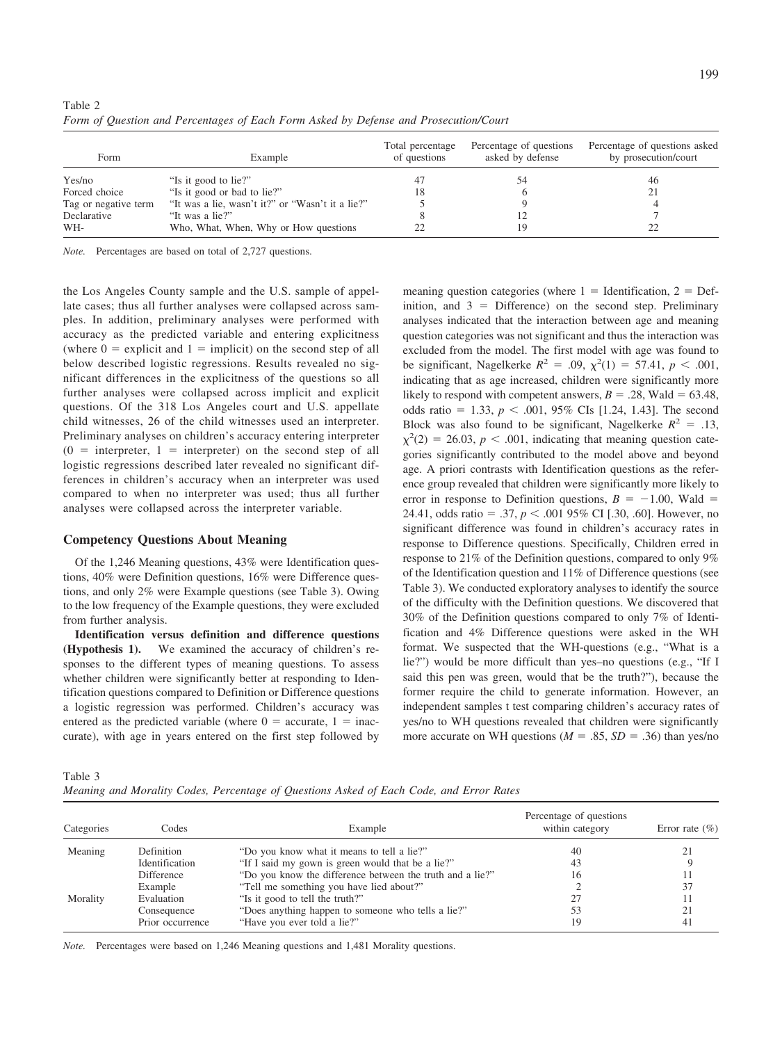Table 2
*Form of Question and Percentages of Each Form Asked by Defense and Prosecution/Court*

| Form | Example | Total percentage of questions | Percentage of questions asked by defense | Percentage of questions asked by prosecution/court |
|---|---|---|---|---|
| Yes/no | "Is it good to lie?" | 47 | 54 | 46 |
| Forced choice | "Is it good or bad to lie?" | 18 | 6 | 21 |
| Tag or negative term | "It was a lie, wasn't it?" or "Wasn't it a lie?" | 5 | 9 | 4 |
| Declarative | "It was a lie?" | 8 | 12 | 7 |
| WH- | Who, What, When, Why or How questions | 22 | 19 | 22 |

*Note.* Percentages are based on total of 2,727 questions.

the Los Angeles County sample and the U.S. sample of appellate cases; thus all further analyses were collapsed across samples. In addition, preliminary analyses were performed with accuracy as the predicted variable and entering explicitness (where 0 = explicit and 1 = implicit) on the second step of all below described logistic regressions. Results revealed no significant differences in the explicitness of the questions so all further analyses were collapsed across implicit and explicit questions. Of the 318 Los Angeles court and U.S. appellate child witnesses, 26 of the child witnesses used an interpreter. Preliminary analyses on children's accuracy entering interpreter (0 = interpreter, 1 = interpreter) on the second step of all logistic regressions described later revealed no significant differences in children's accuracy when an interpreter was used compared to when no interpreter was used; thus all further analyses were collapsed across the interpreter variable.

## Competency Questions About Meaning

Of the 1,246 Meaning questions, 43% were Identification questions, 40% were Definition questions, 16% were Difference questions, and only 2% were Example questions (see Table 3). Owing to the low frequency of the Example questions, they were excluded from further analysis.

**Identification versus definition and difference questions (Hypothesis 1).** We examined the accuracy of children's responses to the different types of meaning questions. To assess whether children were significantly better at responding to Identification questions compared to Definition or Difference questions a logistic regression was performed. Children's accuracy was entered as the predicted variable (where 0 = accurate, 1 = inaccurate), with age in years entered on the first step followed by meaning question categories (where 1 = Identification, 2 = Definition, and 3 = Difference) on the second step. Preliminary analyses indicated that the interaction between age and meaning question categories was not significant and thus the interaction was excluded from the model. The first model with age was found to be significant, Nagelkerke $R^2$ = .09, $\chi^2(1)$ = 57.41, $p < .001$, indicating that as age increased, children were significantly more likely to respond with competent answers, $B$ = .28, Wald = 63.48, odds ratio = 1.33, $p < .001$, 95% CIs [1.24, 1.43]. The second Block was also found to be significant, Nagelkerke $R^2$ = .13, $\chi^2(2)$ = 26.03, $p < .001$, indicating that meaning question categories significantly contributed to the model above and beyond age. A priori contrasts with Identification questions as the reference group revealed that children were significantly more likely to error in response to Definition questions, $B$ = −1.00, Wald = 24.41, odds ratio = .37, $p < .001$ 95% CI [.30, .60]. However, no significant difference was found in children's accuracy rates in response to Difference questions. Specifically, Children erred in response to 21% of the Definition questions, compared to only 9% of the Identification question and 11% of Difference questions (see Table 3). We conducted exploratory analyses to identify the source of the difficulty with the Definition questions. We discovered that 30% of the Definition questions compared to only 7% of Identification and 4% Difference questions were asked in the WH format. We suspected that the WH-questions (e.g., "What is a lie?") would be more difficult than yes–no questions (e.g., "If I said this pen was green, would that be the truth?"), because the former require the child to generate information. However, an independent samples t test comparing children's accuracy rates of yes/no to WH questions revealed that children were significantly more accurate on WH questions ($M$ = .85, $SD$ = .36) than yes/no

Table 3
*Meaning and Morality Codes, Percentage of Questions Asked of Each Code, and Error Rates*

| Categories | Codes | Example | Percentage of questions within category | Error rate (%) |
|---|---|---|---|---|
| Meaning | Definition | "Do you know what it means to tell a lie?" | 40 | 21 |
| | Identification | "If I said my gown is green would that be a lie?" | 43 | 9 |
| | Difference | "Do you know the difference between the truth and a lie?" | 16 | 11 |
| | Example | "Tell me something you have lied about?" | 2 | 37 |
| Morality | Evaluation | "Is it good to tell the truth?" | 27 | 11 |
| | Consequence | "Does anything happen to someone who tells a lie?" | 53 | 21 |
| | Prior occurrence | "Have you ever told a lie?" | 19 | 41 |

*Note.* Percentages were based on 1,246 Meaning questions and 1,481 Morality questions.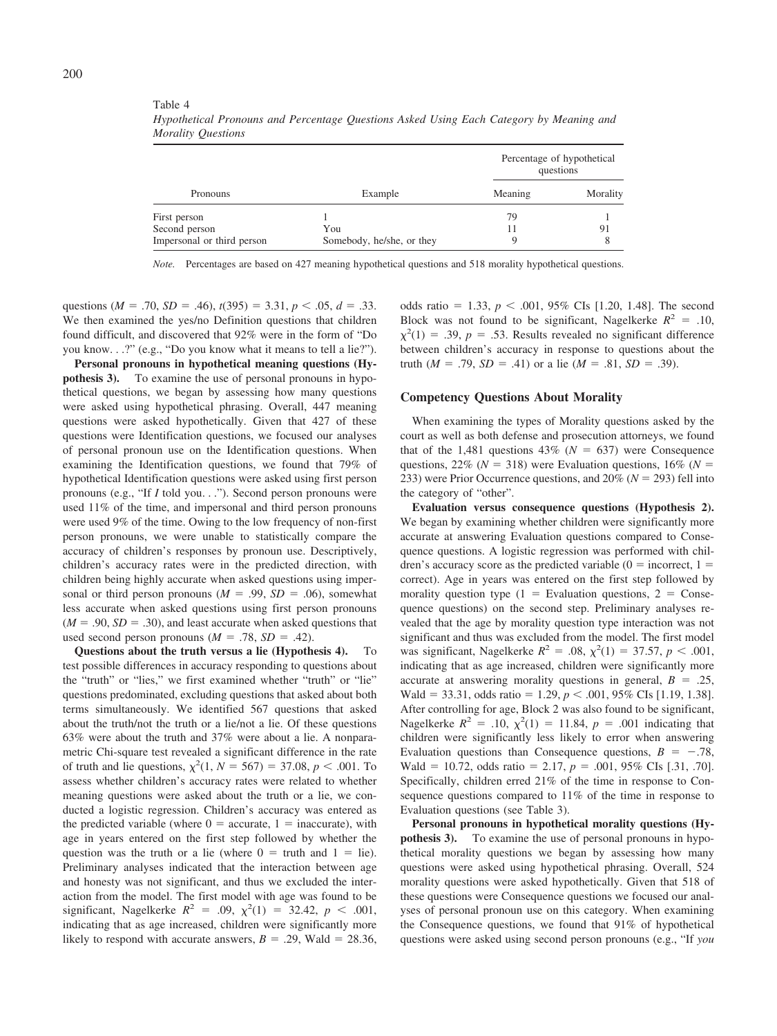Table 4

*Hypothetical Pronouns and Percentage Questions Asked Using Each Category by Meaning and Morality Questions*

| Pronouns | Example | Percentage of hypothetical questions | |
|---|---|---|---|
| | | Meaning | Morality |
| First person | I | 79 | 1 |
| Second person | You | 11 | 91 |
| Impersonal or third person | Somebody, he/she, or they | 9 | 8 |

*Note.* Percentages are based on 427 meaning hypothetical questions and 518 morality hypothetical questions.

questions ($M = .70$, $SD = .46$), $t(395) = 3.31$, $p < .05$, $d = .33$. We then examined the yes/no Definition questions that children found difficult, and discovered that 92% were in the form of "Do you know. . .?" (e.g., "Do you know what it means to tell a lie?").

**Personal pronouns in hypothetical meaning questions (Hypothesis 3).** To examine the use of personal pronouns in hypothetical questions, we began by assessing how many questions were asked using hypothetical phrasing. Overall, 447 meaning questions were asked hypothetically. Given that 427 of these questions were Identification questions, we focused our analyses of personal pronoun use on the Identification questions. When examining the Identification questions, we found that 79% of hypothetical Identification questions were asked using first person pronouns (e.g., "If *I* told you. . ."). Second person pronouns were used 11% of the time, and impersonal and third person pronouns were used 9% of the time. Owing to the low frequency of non-first person pronouns, we were unable to statistically compare the accuracy of children's responses by pronoun use. Descriptively, children's accuracy rates were in the predicted direction, with children being highly accurate when asked questions using impersonal or third person pronouns ($M = .99$, $SD = .06$), somewhat less accurate when asked questions using first person pronouns ($M = .90$, $SD = .30$), and least accurate when asked questions that used second person pronouns ($M = .78$, $SD = .42$).

**Questions about the truth versus a lie (Hypothesis 4).** To test possible differences in accuracy responding to questions about the "truth" or "lies," we first examined whether "truth" or "lie" questions predominated, excluding questions that asked about both terms simultaneously. We identified 567 questions that asked about the truth/not the truth or a lie/not a lie. Of these questions 63% were about the truth and 37% were about a lie. A nonparametric Chi-square test revealed a significant difference in the rate of truth and lie questions, $\chi^2(1, N = 567) = 37.08$, $p < .001$. To assess whether children's accuracy rates were related to whether meaning questions were asked about the truth or a lie, we conducted a logistic regression. Children's accuracy was entered as the predicted variable (where 0 = accurate, 1 = inaccurate), with age in years entered on the first step followed by whether the question was the truth or a lie (where 0 = truth and 1 = lie). Preliminary analyses indicated that the interaction between age and honesty was not significant, and thus we excluded the interaction from the model. The first model with age was found to be significant, Nagelkerke $R^2 = .09$, $\chi^2(1) = 32.42$, $p < .001$, indicating that as age increased, children were significantly more likely to respond with accurate answers, $B = .29$, Wald = 28.36, odds ratio = 1.33, $p < .001$, 95% CIs [1.20, 1.48]. The second Block was not found to be significant, Nagelkerke $R^2 = .10$, $\chi^2(1) = .39$, $p = .53$. Results revealed no significant difference between children's accuracy in response to questions about the truth ($M = .79$, $SD = .41$) or a lie ($M = .81$, $SD = .39$).

## Competency Questions About Morality

When examining the types of Morality questions asked by the court as well as both defense and prosecution attorneys, we found that of the 1,481 questions 43% ($N = 637$) were Consequence questions, 22% ($N = 318$) were Evaluation questions, 16% ($N = 233$) were Prior Occurrence questions, and 20% ($N = 293$) fell into the category of "other".

**Evaluation versus consequence questions (Hypothesis 2).** We began by examining whether children were significantly more accurate at answering Evaluation questions compared to Consequence questions. A logistic regression was performed with children's accuracy score as the predicted variable (0 = incorrect, 1 = correct). Age in years was entered on the first step followed by morality question type (1 = Evaluation questions, 2 = Consequence questions) on the second step. Preliminary analyses revealed that the age by morality question type interaction was not significant and thus was excluded from the model. The first model was significant, Nagelkerke $R^2 = .08$, $\chi^2(1) = 37.57$, $p < .001$, indicating that as age increased, children were significantly more accurate at answering morality questions in general, $B = .25$, Wald = 33.31, odds ratio = 1.29, $p < .001$, 95% CIs [1.19, 1.38]. After controlling for age, Block 2 was also found to be significant, Nagelkerke $R^2 = .10$, $\chi^2(1) = 11.84$, $p = .001$ indicating that children were significantly less likely to error when answering Evaluation questions than Consequence questions, $B = -.78$, Wald = 10.72, odds ratio = 2.17, $p = .001$, 95% CIs [.31, .70]. Specifically, children erred 21% of the time in response to Consequence questions compared to 11% of the time in response to Evaluation questions (see Table 3).

**Personal pronouns in hypothetical morality questions (Hypothesis 3).** To examine the use of personal pronouns in hypothetical morality questions we began by assessing how many questions were asked using hypothetical phrasing. Overall, 524 morality questions were asked hypothetically. Given that 518 of these questions were Consequence questions we focused our analyses of personal pronoun use on this category. When examining the Consequence questions, we found that 91% of hypothetical questions were asked using second person pronouns (e.g., "If *you*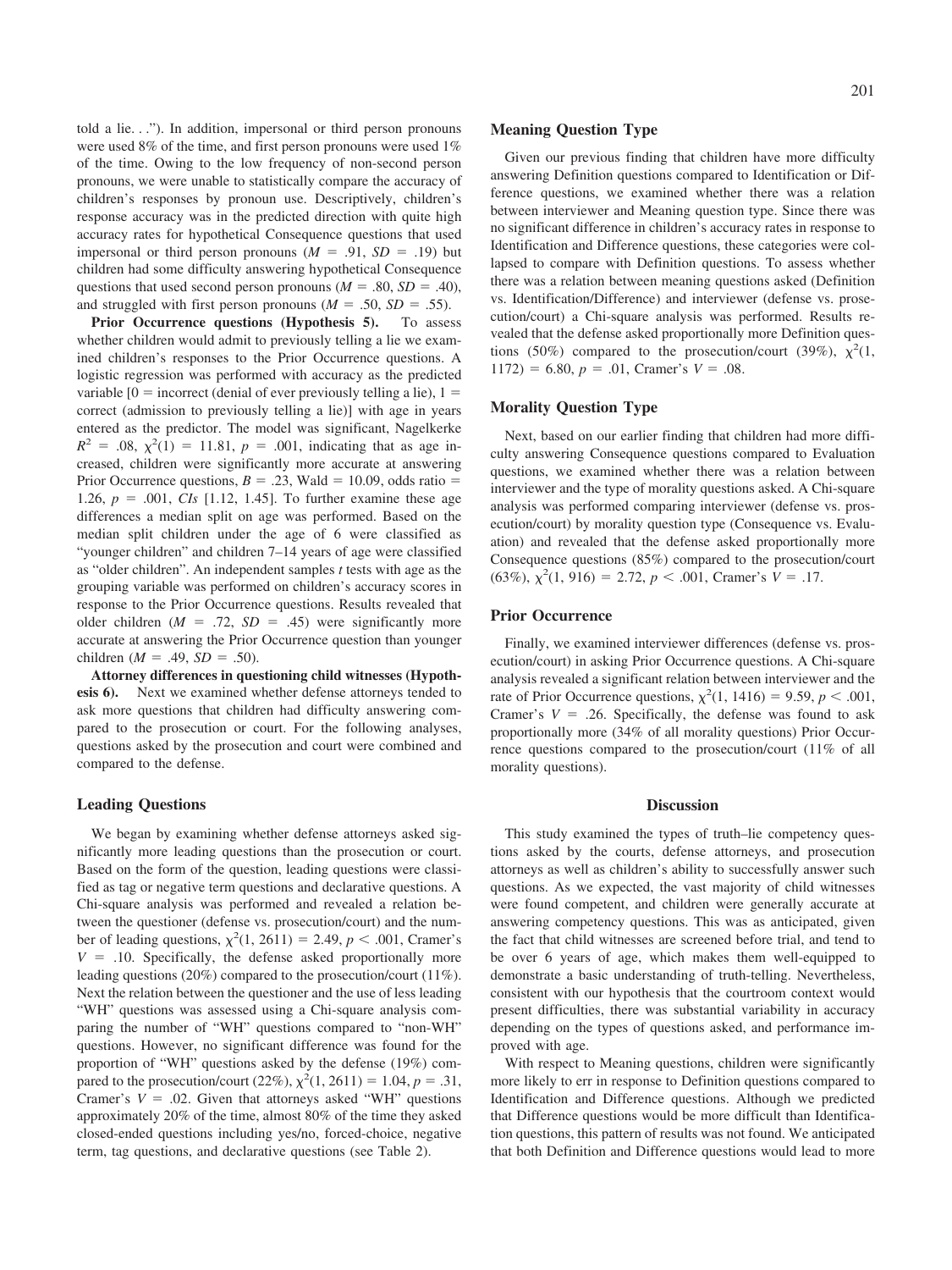told a lie. . ."). In addition, impersonal or third person pronouns were used 8% of the time, and first person pronouns were used 1% of the time. Owing to the low frequency of non-second person pronouns, we were unable to statistically compare the accuracy of children's responses by pronoun use. Descriptively, children's response accuracy was in the predicted direction with quite high accuracy rates for hypothetical Consequence questions that used impersonal or third person pronouns ($M = .91$, $SD = .19$) but children had some difficulty answering hypothetical Consequence questions that used second person pronouns ($M = .80$, $SD = .40$), and struggled with first person pronouns ($M = .50$, $SD = .55$).

**Prior Occurrence questions (Hypothesis 5).** To assess whether children would admit to previously telling a lie we examined children's responses to the Prior Occurrence questions. A logistic regression was performed with accuracy as the predicted variable [0 = incorrect (denial of ever previously telling a lie), 1 = correct (admission to previously telling a lie)] with age in years entered as the predictor. The model was significant, Nagelkerke $R^2 = .08$, $\chi^2(1) = 11.81$, $p = .001$, indicating that as age increased, children were significantly more accurate at answering Prior Occurrence questions, $B = .23$, Wald = 10.09, odds ratio = 1.26, $p = .001$, *CIs* [1.12, 1.45]. To further examine these age differences a median split on age was performed. Based on the median split children under the age of 6 were classified as "younger children" and children 7–14 years of age were classified as "older children". An independent samples *t* tests with age as the grouping variable was performed on children's accuracy scores in response to the Prior Occurrence questions. Results revealed that older children ($M = .72$, $SD = .45$) were significantly more accurate at answering the Prior Occurrence question than younger children ($M = .49$, $SD = .50$).

**Attorney differences in questioning child witnesses (Hypothesis 6).** Next we examined whether defense attorneys tended to ask more questions that children had difficulty answering compared to the prosecution or court. For the following analyses, questions asked by the prosecution and court were combined and compared to the defense.

### Leading Questions

We began by examining whether defense attorneys asked significantly more leading questions than the prosecution or court. Based on the form of the question, leading questions were classified as tag or negative term questions and declarative questions. A Chi-square analysis was performed and revealed a relation between the questioner (defense vs. prosecution/court) and the number of leading questions, $\chi^2(1, 2611) = 2.49$, $p < .001$, Cramer's $V = .10$. Specifically, the defense asked proportionally more leading questions (20%) compared to the prosecution/court (11%). Next the relation between the questioner and the use of less leading "WH" questions was assessed using a Chi-square analysis comparing the number of "WH" questions compared to "non-WH" questions. However, no significant difference was found for the proportion of "WH" questions asked by the defense (19%) compared to the prosecution/court (22%), $\chi^2(1, 2611) = 1.04$, $p = .31$, Cramer's $V = .02$. Given that attorneys asked "WH" questions approximately 20% of the time, almost 80% of the time they asked closed-ended questions including yes/no, forced-choice, negative term, tag questions, and declarative questions (see Table 2).

### Meaning Question Type

Given our previous finding that children have more difficulty answering Definition questions compared to Identification or Difference questions, we examined whether there was a relation between interviewer and Meaning question type. Since there was no significant difference in children's accuracy rates in response to Identification and Difference questions, these categories were collapsed to compare with Definition questions. To assess whether there was a relation between meaning questions asked (Definition vs. Identification/Difference) and interviewer (defense vs. prosecution/court) a Chi-square analysis was performed. Results revealed that the defense asked proportionally more Definition questions (50%) compared to the prosecution/court (39%), $\chi^2(1, 1172) = 6.80$, $p = .01$, Cramer's $V = .08$.

### Morality Question Type

Next, based on our earlier finding that children had more difficulty answering Consequence questions compared to Evaluation questions, we examined whether there was a relation between interviewer and the type of morality questions asked. A Chi-square analysis was performed comparing interviewer (defense vs. prosecution/court) by morality question type (Consequence vs. Evaluation) and revealed that the defense asked proportionally more Consequence questions (85%) compared to the prosecution/court (63%), $\chi^2(1, 916) = 2.72$, $p < .001$, Cramer's $V = .17$.

### Prior Occurrence

Finally, we examined interviewer differences (defense vs. prosecution/court) in asking Prior Occurrence questions. A Chi-square analysis revealed a significant relation between interviewer and the rate of Prior Occurrence questions, $\chi^2(1, 1416) = 9.59$, $p < .001$, Cramer's $V = .26$. Specifically, the defense was found to ask proportionally more (34% of all morality questions) Prior Occurrence questions compared to the prosecution/court (11% of all morality questions).

## Discussion

This study examined the types of truth–lie competency questions asked by the courts, defense attorneys, and prosecution attorneys as well as children's ability to successfully answer such questions. As we expected, the vast majority of child witnesses were found competent, and children were generally accurate at answering competency questions. This was as anticipated, given the fact that child witnesses are screened before trial, and tend to be over 6 years of age, which makes them well-equipped to demonstrate a basic understanding of truth-telling. Nevertheless, consistent with our hypothesis that the courtroom context would present difficulties, there was substantial variability in accuracy depending on the types of questions asked, and performance improved with age.

With respect to Meaning questions, children were significantly more likely to err in response to Definition questions compared to Identification and Difference questions. Although we predicted that Difference questions would be more difficult than Identification questions, this pattern of results was not found. We anticipated that both Definition and Difference questions would lead to more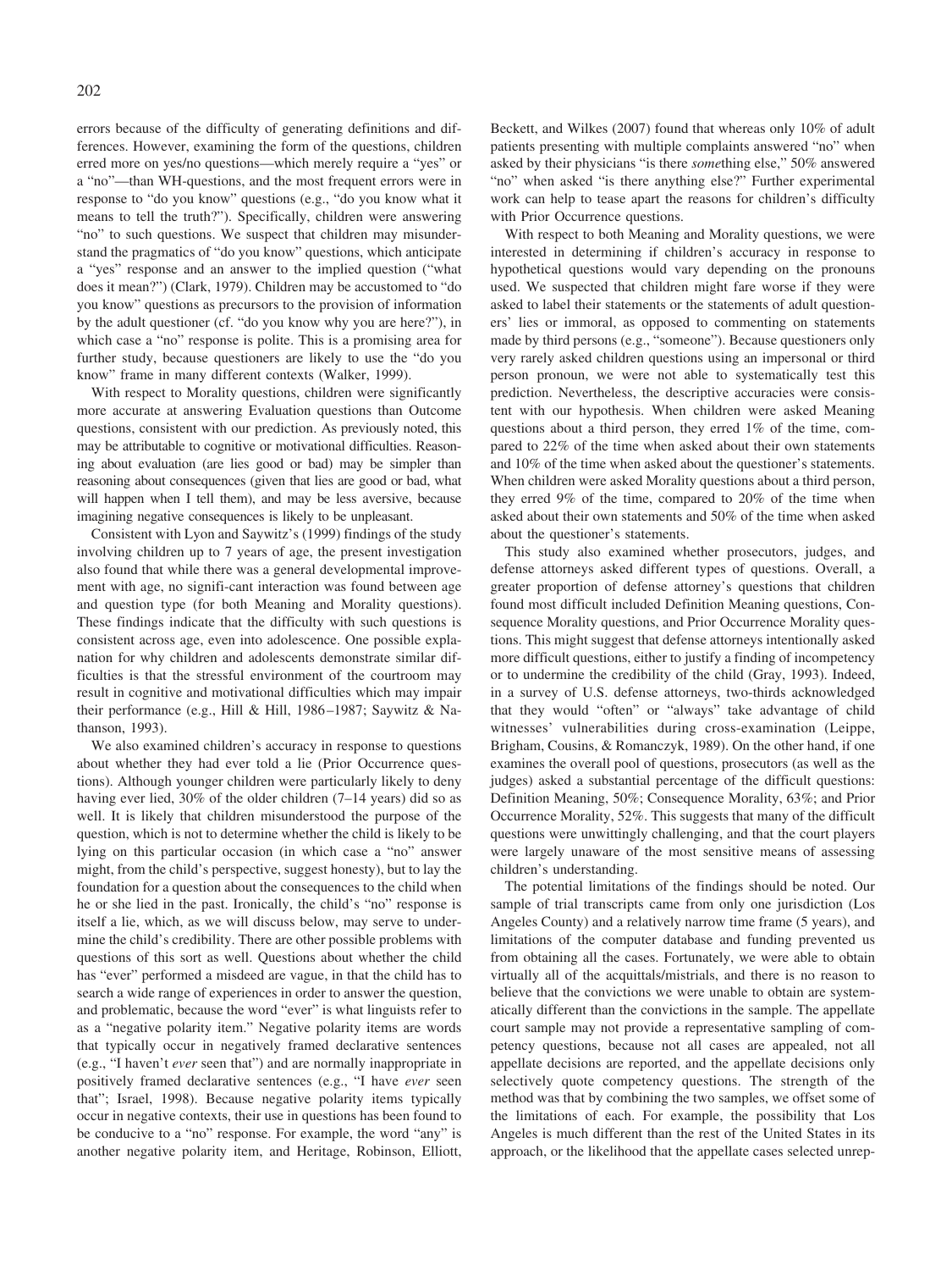errors because of the difficulty of generating definitions and differences. However, examining the form of the questions, children erred more on yes/no questions—which merely require a "yes" or a "no"—than WH-questions, and the most frequent errors were in response to "do you know" questions (e.g., "do you know what it means to tell the truth?"). Specifically, children were answering "no" to such questions. We suspect that children may misunderstand the pragmatics of "do you know" questions, which anticipate a "yes" response and an answer to the implied question ("what does it mean?") (Clark, 1979). Children may be accustomed to "do you know" questions as precursors to the provision of information by the adult questioner (cf. "do you know why you are here?"), in which case a "no" response is polite. This is a promising area for further study, because questioners are likely to use the "do you know" frame in many different contexts (Walker, 1999).

With respect to Morality questions, children were significantly more accurate at answering Evaluation questions than Outcome questions, consistent with our prediction. As previously noted, this may be attributable to cognitive or motivational difficulties. Reasoning about evaluation (are lies good or bad) may be simpler than reasoning about consequences (given that lies are good or bad, what will happen when I tell them), and may be less aversive, because imagining negative consequences is likely to be unpleasant.

Consistent with Lyon and Saywitz's (1999) findings of the study involving children up to 7 years of age, the present investigation also found that while there was a general developmental improvement with age, no signifi-cant interaction was found between age and question type (for both Meaning and Morality questions). These findings indicate that the difficulty with such questions is consistent across age, even into adolescence. One possible explanation for why children and adolescents demonstrate similar difficulties is that the stressful environment of the courtroom may result in cognitive and motivational difficulties which may impair their performance (e.g., Hill & Hill, 1986–1987; Saywitz & Nathanson, 1993).

We also examined children's accuracy in response to questions about whether they had ever told a lie (Prior Occurrence questions). Although younger children were particularly likely to deny having ever lied, 30% of the older children (7–14 years) did so as well. It is likely that children misunderstood the purpose of the question, which is not to determine whether the child is likely to be lying on this particular occasion (in which case a "no" answer might, from the child's perspective, suggest honesty), but to lay the foundation for a question about the consequences to the child when he or she lied in the past. Ironically, the child's "no" response is itself a lie, which, as we will discuss below, may serve to undermine the child's credibility. There are other possible problems with questions of this sort as well. Questions about whether the child has "ever" performed a misdeed are vague, in that the child has to search a wide range of experiences in order to answer the question, and problematic, because the word "ever" is what linguists refer to as a "negative polarity item." Negative polarity items are words that typically occur in negatively framed declarative sentences (e.g., "I haven't *ever* seen that") and are normally inappropriate in positively framed declarative sentences (e.g., "I have *ever* seen that"; Israel, 1998). Because negative polarity items typically occur in negative contexts, their use in questions has been found to be conducive to a "no" response. For example, the word "any" is another negative polarity item, and Heritage, Robinson, Elliott, Beckett, and Wilkes (2007) found that whereas only 10% of adult patients presenting with multiple complaints answered "no" when asked by their physicians "is there *some*thing else," 50% answered "no" when asked "is there anything else?" Further experimental work can help to tease apart the reasons for children's difficulty with Prior Occurrence questions.

With respect to both Meaning and Morality questions, we were interested in determining if children's accuracy in response to hypothetical questions would vary depending on the pronouns used. We suspected that children might fare worse if they were asked to label their statements or the statements of adult questioners' lies or immoral, as opposed to commenting on statements made by third persons (e.g., "someone"). Because questioners only very rarely asked children questions using an impersonal or third person pronoun, we were not able to systematically test this prediction. Nevertheless, the descriptive accuracies were consistent with our hypothesis. When children were asked Meaning questions about a third person, they erred 1% of the time, compared to 22% of the time when asked about their own statements and 10% of the time when asked about the questioner's statements. When children were asked Morality questions about a third person, they erred 9% of the time, compared to 20% of the time when asked about their own statements and 50% of the time when asked about the questioner's statements.

This study also examined whether prosecutors, judges, and defense attorneys asked different types of questions. Overall, a greater proportion of defense attorney's questions that children found most difficult included Definition Meaning questions, Consequence Morality questions, and Prior Occurrence Morality questions. This might suggest that defense attorneys intentionally asked more difficult questions, either to justify a finding of incompetency or to undermine the credibility of the child (Gray, 1993). Indeed, in a survey of U.S. defense attorneys, two-thirds acknowledged that they would "often" or "always" take advantage of child witnesses' vulnerabilities during cross-examination (Leippe, Brigham, Cousins, & Romanczyk, 1989). On the other hand, if one examines the overall pool of questions, prosecutors (as well as the judges) asked a substantial percentage of the difficult questions: Definition Meaning, 50%; Consequence Morality, 63%; and Prior Occurrence Morality, 52%. This suggests that many of the difficult questions were unwittingly challenging, and that the court players were largely unaware of the most sensitive means of assessing children's understanding.

The potential limitations of the findings should be noted. Our sample of trial transcripts came from only one jurisdiction (Los Angeles County) and a relatively narrow time frame (5 years), and limitations of the computer database and funding prevented us from obtaining all the cases. Fortunately, we were able to obtain virtually all of the acquittals/mistrials, and there is no reason to believe that the convictions we were unable to obtain are systematically different than the convictions in the sample. The appellate court sample may not provide a representative sampling of competency questions, because not all cases are appealed, not all appellate decisions are reported, and the appellate decisions only selectively quote competency questions. The strength of the method was that by combining the two samples, we offset some of the limitations of each. For example, the possibility that Los Angeles is much different than the rest of the United States in its approach, or the likelihood that the appellate cases selected unrep-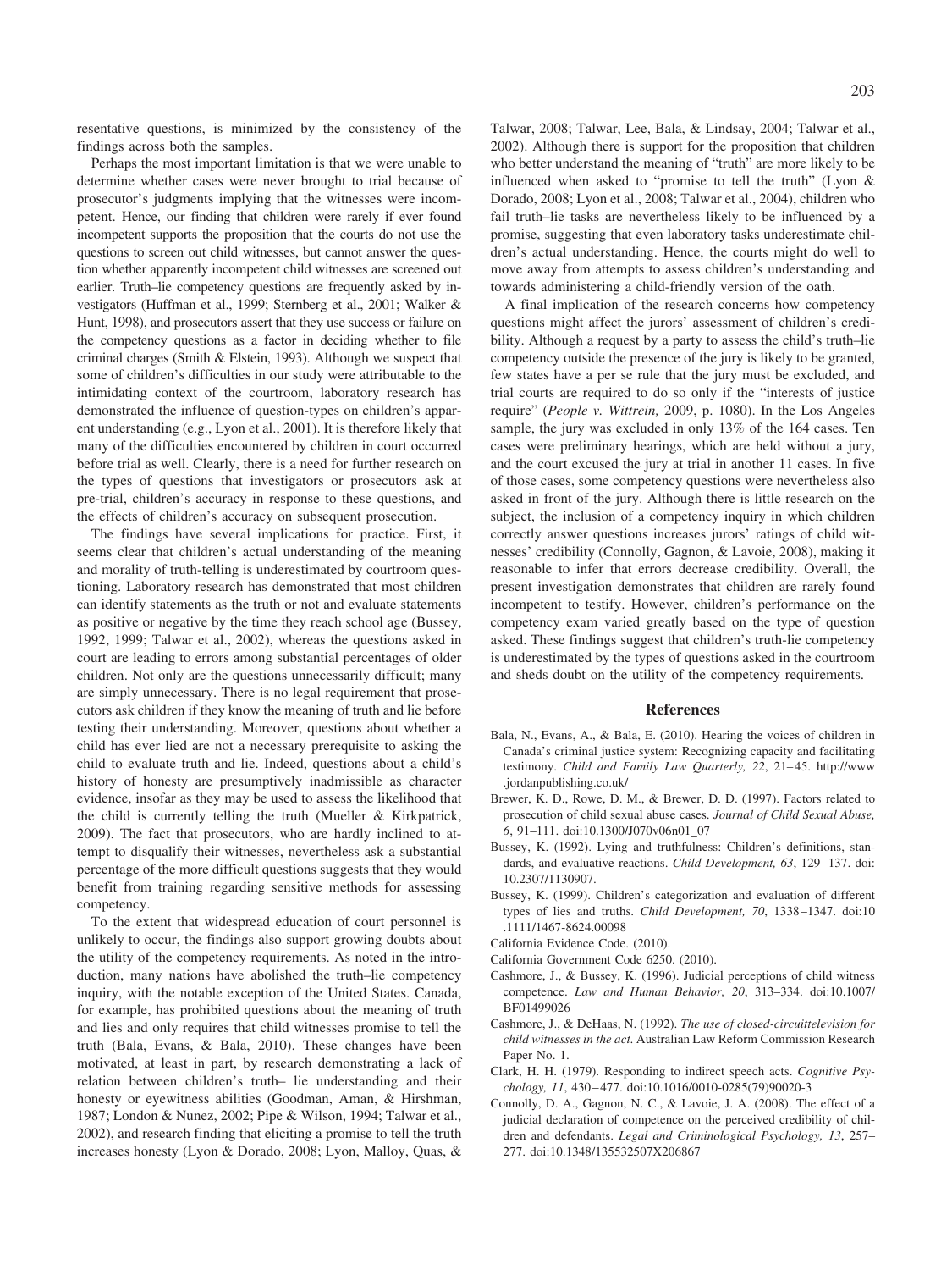resentative questions, is minimized by the consistency of the findings across both the samples.

Perhaps the most important limitation is that we were unable to determine whether cases were never brought to trial because of prosecutor's judgments implying that the witnesses were incompetent. Hence, our finding that children were rarely if ever found incompetent supports the proposition that the courts do not use the questions to screen out child witnesses, but cannot answer the question whether apparently incompetent child witnesses are screened out earlier. Truth–lie competency questions are frequently asked by investigators (Huffman et al., 1999; Sternberg et al., 2001; Walker & Hunt, 1998), and prosecutors assert that they use success or failure on the competency questions as a factor in deciding whether to file criminal charges (Smith & Elstein, 1993). Although we suspect that some of children's difficulties in our study were attributable to the intimidating context of the courtroom, laboratory research has demonstrated the influence of question-types on children's apparent understanding (e.g., Lyon et al., 2001). It is therefore likely that many of the difficulties encountered by children in court occurred before trial as well. Clearly, there is a need for further research on the types of questions that investigators or prosecutors ask at pre-trial, children's accuracy in response to these questions, and the effects of children's accuracy on subsequent prosecution.

The findings have several implications for practice. First, it seems clear that children's actual understanding of the meaning and morality of truth-telling is underestimated by courtroom questioning. Laboratory research has demonstrated that most children can identify statements as the truth or not and evaluate statements as positive or negative by the time they reach school age (Bussey, 1992, 1999; Talwar et al., 2002), whereas the questions asked in court are leading to errors among substantial percentages of older children. Not only are the questions unnecessarily difficult; many are simply unnecessary. There is no legal requirement that prosecutors ask children if they know the meaning of truth and lie before testing their understanding. Moreover, questions about whether a child has ever lied are not a necessary prerequisite to asking the child to evaluate truth and lie. Indeed, questions about a child's history of honesty are presumptively inadmissible as character evidence, insofar as they may be used to assess the likelihood that the child is currently telling the truth (Mueller & Kirkpatrick, 2009). The fact that prosecutors, who are hardly inclined to attempt to disqualify their witnesses, nevertheless ask a substantial percentage of the more difficult questions suggests that they would benefit from training regarding sensitive methods for assessing competency.

To the extent that widespread education of court personnel is unlikely to occur, the findings also support growing doubts about the utility of the competency requirements. As noted in the introduction, many nations have abolished the truth–lie competency inquiry, with the notable exception of the United States. Canada, for example, has prohibited questions about the meaning of truth and lies and only requires that child witnesses promise to tell the truth (Bala, Evans, & Bala, 2010). These changes have been motivated, at least in part, by research demonstrating a lack of relation between children's truth– lie understanding and their honesty or eyewitness abilities (Goodman, Aman, & Hirshman, 1987; London & Nunez, 2002; Pipe & Wilson, 1994; Talwar et al., 2002), and research finding that eliciting a promise to tell the truth increases honesty (Lyon & Dorado, 2008; Lyon, Malloy, Quas, & Talwar, 2008; Talwar, Lee, Bala, & Lindsay, 2004; Talwar et al., 2002). Although there is support for the proposition that children who better understand the meaning of "truth" are more likely to be influenced when asked to "promise to tell the truth" (Lyon & Dorado, 2008; Lyon et al., 2008; Talwar et al., 2004), children who fail truth–lie tasks are nevertheless likely to be influenced by a promise, suggesting that even laboratory tasks underestimate children's actual understanding. Hence, the courts might do well to move away from attempts to assess children's understanding and towards administering a child-friendly version of the oath.

A final implication of the research concerns how competency questions might affect the jurors' assessment of children's credibility. Although a request by a party to assess the child's truth–lie competency outside the presence of the jury is likely to be granted, few states have a per se rule that the jury must be excluded, and trial courts are required to do so only if the "interests of justice require" (*People v. Wittrein,* 2009, p. 1080). In the Los Angeles sample, the jury was excluded in only 13% of the 164 cases. Ten cases were preliminary hearings, which are held without a jury, and the court excused the jury at trial in another 11 cases. In five of those cases, some competency questions were nevertheless also asked in front of the jury. Although there is little research on the subject, the inclusion of a competency inquiry in which children correctly answer questions increases jurors' ratings of child witnesses' credibility (Connolly, Gagnon, & Lavoie, 2008), making it reasonable to infer that errors decrease credibility. Overall, the present investigation demonstrates that children are rarely found incompetent to testify. However, children's performance on the competency exam varied greatly based on the type of question asked. These findings suggest that children's truth-lie competency is underestimated by the types of questions asked in the courtroom and sheds doubt on the utility of the competency requirements.

## References

Bala, N., Evans, A., & Bala, E. (2010). Hearing the voices of children in Canada's criminal justice system: Recognizing capacity and facilitating testimony. *Child and Family Law Quarterly, 22*, 21–45. http://www.jordanpublishing.co.uk/

Brewer, K. D., Rowe, D. M., & Brewer, D. D. (1997). Factors related to prosecution of child sexual abuse cases. *Journal of Child Sexual Abuse, 6*, 91–111. doi:10.1300/J070v06n01_07

Bussey, K. (1992). Lying and truthfulness: Children's definitions, standards, and evaluative reactions. *Child Development, 63*, 129–137. doi:10.2307/1130907.

Bussey, K. (1999). Children's categorization and evaluation of different types of lies and truths. *Child Development, 70*, 1338–1347. doi:10.1111/1467-8624.00098

California Evidence Code. (2010).

California Government Code 6250. (2010).

Cashmore, J., & Bussey, K. (1996). Judicial perceptions of child witness competence. *Law and Human Behavior, 20*, 313–334. doi:10.1007/BF01499026

Cashmore, J., & DeHaas, N. (1992). *The use of closed-circuittelevision for child witnesses in the act*. Australian Law Reform Commission Research Paper No. 1.

Clark, H. H. (1979). Responding to indirect speech acts. *Cognitive Psychology, 11*, 430–477. doi:10.1016/0010-0285(79)90020-3

Connolly, D. A., Gagnon, N. C., & Lavoie, J. A. (2008). The effect of a judicial declaration of competence on the perceived credibility of children and defendants. *Legal and Criminological Psychology, 13*, 257–277. doi:10.1348/135532507X206867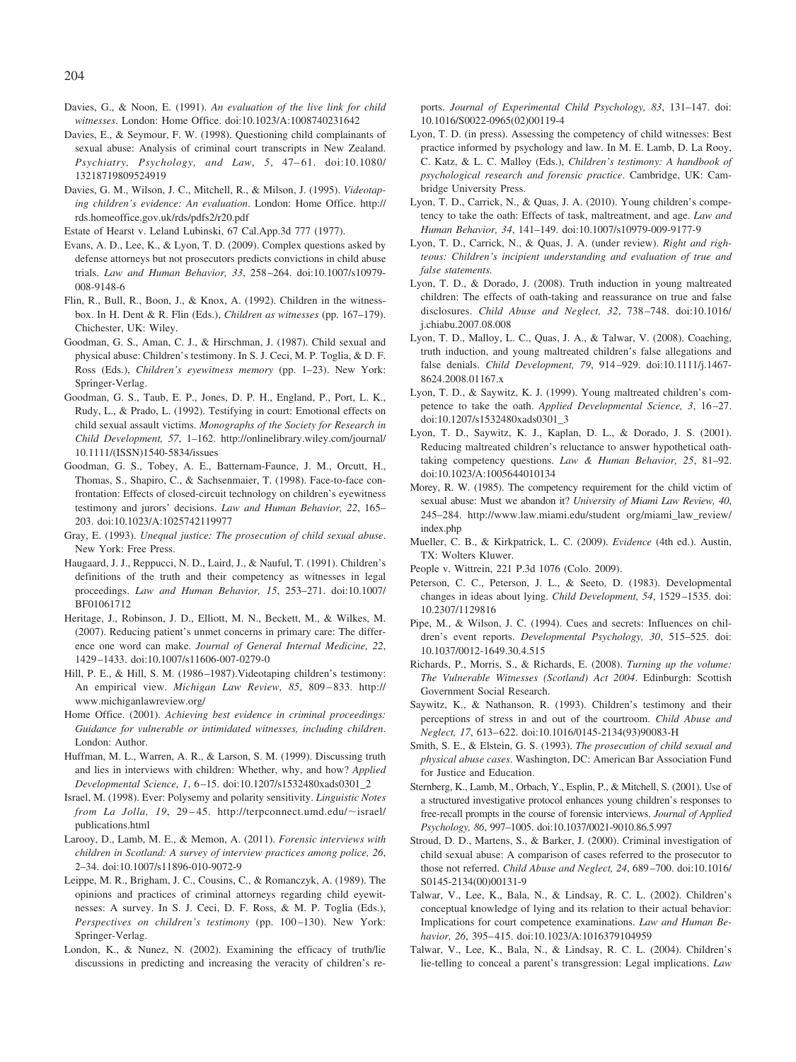Davies, G., & Noon, E. (1991). *An evaluation of the live link for child witnesses*. London: Home Office. doi:10.1023/A:1008740231642

Davies, E., & Seymour, F. W. (1998). Questioning child complainants of sexual abuse: Analysis of criminal court transcripts in New Zealand. *Psychiatry, Psychology, and Law, 5*, 47–61. doi:10.1080/13218719809524919

Davies, G. M., Wilson, J. C., Mitchell, R., & Milson, J. (1995). *Videotaping children's evidence: An evaluation*. London: Home Office. http://rds.homeoffice.gov.uk/rds/pdfs2/r20.pdf

Estate of Hearst v. Leland Lubinski, 67 Cal.App.3d 777 (1977).

Evans, A. D., Lee, K., & Lyon, T. D. (2009). Complex questions asked by defense attorneys but not prosecutors predicts convictions in child abuse trials. *Law and Human Behavior, 33*, 258–264. doi:10.1007/s10979-008-9148-6

Flin, R., Bull, R., Boon, J., & Knox, A. (1992). Children in the witness-box. In H. Dent & R. Flin (Eds.), *Children as witnesses* (pp. 167–179). Chichester, UK: Wiley.

Goodman, G. S., Aman, C. J., & Hirschman, J. (1987). Child sexual and physical abuse: Children's testimony. In S. J. Ceci, M. P. Toglia, & D. F. Ross (Eds.), *Children's eyewitness memory* (pp. 1–23). New York: Springer-Verlag.

Goodman, G. S., Taub, E. P., Jones, D. P. H., England, P., Port, L. K., Rudy, L., & Prado, L. (1992). Testifying in court: Emotional effects on child sexual assault victims. *Monographs of the Society for Research in Child Development, 57*, 1–162. http://onlinelibrary.wiley.com/journal/10.1111/(ISSN)1540-5834/issues

Goodman, G. S., Tobey, A. E., Batternam-Faunce, J. M., Orcutt, H., Thomas, S., Shapiro, C., & Sachsenmaier, T. (1998). Face-to-face confrontation: Effects of closed-circuit technology on children's eyewitness testimony and jurors' decisions. *Law and Human Behavior, 22*, 165–203. doi:10.1023/A:1025742119977

Gray, E. (1993). *Unequal justice: The prosecution of child sexual abuse*. New York: Free Press.

Haugaard, J. J., Reppucci, N. D., Laird, J., & Nauful, T. (1991). Children's definitions of the truth and their competency as witnesses in legal proceedings. *Law and Human Behavior, 15*, 253–271. doi:10.1007/BF01061712

Heritage, J., Robinson, J. D., Elliott, M. N., Beckett, M., & Wilkes, M. (2007). Reducing patient's unmet concerns in primary care: The difference one word can make. *Journal of General Internal Medicine, 22*, 1429–1433. doi:10.1007/s11606-007-0279-0

Hill, P. E., & Hill, S. M. (1986–1987).Videotaping children's testimony: An empirical view. *Michigan Law Review, 85*, 809–833. http://www.michiganlawreview.org/

Home Office. (2001). *Achieving best evidence in criminal proceedings: Guidance for vulnerable or intimidated witnesses, including children*. London: Author.

Huffman, M. L., Warren, A. R., & Larson, S. M. (1999). Discussing truth and lies in interviews with children: Whether, why, and how? *Applied Developmental Science, 1*, 6–15. doi:10.1207/s1532480xads0301_2

Israel, M. (1998). Ever: Polysemy and polarity sensitivity. *Linguistic Notes from La Jolla, 19*, 29–45. http://terpconnect.umd.edu/~israel/publications.html

Larooy, D., Lamb, M. E., & Memon, A. (2011). *Forensic interviews with children in Scotland: A survey of interview practices among police, 26*, 2–34. doi:10.1007/s11896-010-9072-9

Leippe, M. R., Brigham, J. C., Cousins, C., & Romanczyk, A. (1989). The opinions and practices of criminal attorneys regarding child eyewitnesses: A survey. In S. J. Ceci, D. F. Ross, & M. P. Toglia (Eds.), *Perspectives on children's testimony* (pp. 100–130). New York: Springer-Verlag.

London, K., & Nunez, N. (2002). Examining the efficacy of truth/lie discussions in predicting and increasing the veracity of children's reports. *Journal of Experimental Child Psychology, 83*, 131–147. doi:10.1016/S0022-0965(02)00119-4

Lyon, T. D. (in press). Assessing the competency of child witnesses: Best practice informed by psychology and law. In M. E. Lamb, D. La Rooy, C. Katz, & L. C. Malloy (Eds.), *Children's testimony: A handbook of psychological research and forensic practice*. Cambridge, UK: Cambridge University Press.

Lyon, T. D., Carrick, N., & Quas, J. A. (2010). Young children's competency to take the oath: Effects of task, maltreatment, and age. *Law and Human Behavior, 34*, 141–149. doi:10.1007/s10979-009-9177-9

Lyon, T. D., Carrick, N., & Quas, J. A. (under review). *Right and righteous: Children's incipient understanding and evaluation of true and false statements.*

Lyon, T. D., & Dorado, J. (2008). Truth induction in young maltreated children: The effects of oath-taking and reassurance on true and false disclosures. *Child Abuse and Neglect, 32*, 738–748. doi:10.1016/j.chiabu.2007.08.008

Lyon, T. D., Malloy, L. C., Quas, J. A., & Talwar, V. (2008). Coaching, truth induction, and young maltreated children's false allegations and false denials. *Child Development, 79*, 914–929. doi:10.1111/j.1467-8624.2008.01167.x

Lyon, T. D., & Saywitz, K. J. (1999). Young maltreated children's competence to take the oath. *Applied Developmental Science, 3*, 16–27. doi:10.1207/s1532480xads0301_3

Lyon, T. D., Saywitz, K. J., Kaplan, D. L., & Dorado, J. S. (2001). Reducing maltreated children's reluctance to answer hypothetical oath-taking competency questions. *Law & Human Behavior, 25*, 81–92. doi:10.1023/A:1005644010134

Morey, R. W. (1985). The competency requirement for the child victim of sexual abuse: Must we abandon it? *University of Miami Law Review, 40*, 245–284. http://www.law.miami.edu/student org/miami_law_review/index.php

Mueller, C. B., & Kirkpatrick, L. C. (2009). *Evidence* (4th ed.). Austin, TX: Wolters Kluwer.

People v. Wittrein, 221 P.3d 1076 (Colo. 2009).

Peterson, C. C., Peterson, J. L., & Seeto, D. (1983). Developmental changes in ideas about lying. *Child Development, 54*, 1529–1535. doi:10.2307/1129816

Pipe, M., & Wilson, J. C. (1994). Cues and secrets: Influences on children's event reports. *Developmental Psychology, 30*, 515–525. doi:10.1037/0012-1649.30.4.515

Richards, P., Morris, S., & Richards, E. (2008). *Turning up the volume: The Vulnerable Witnesses (Scotland) Act 2004*. Edinburgh: Scottish Government Social Research.

Saywitz, K., & Nathanson, R. (1993). Children's testimony and their perceptions of stress in and out of the courtroom. *Child Abuse and Neglect, 17*, 613–622. doi:10.1016/0145-2134(93)90083-H

Smith, S. E., & Elstein, G. S. (1993). *The prosecution of child sexual and physical abuse cases*. Washington, DC: American Bar Association Fund for Justice and Education.

Sternberg, K., Lamb, M., Orbach, Y., Esplin, P., & Mitchell, S. (2001). Use of a structured investigative protocol enhances young children's responses to free-recall prompts in the course of forensic interviews. *Journal of Applied Psychology, 86*, 997–1005. doi:10.1037/0021-9010.86.5.997

Stroud, D. D., Martens, S., & Barker, J. (2000). Criminal investigation of child sexual abuse: A comparison of cases referred to the prosecutor to those not referred. *Child Abuse and Neglect, 24*, 689–700. doi:10.1016/S0145-2134(00)00131-9

Talwar, V., Lee, K., Bala, N., & Lindsay, R. C. L. (2002). Children's conceptual knowledge of lying and its relation to their actual behavior: Implications for court competence examinations. *Law and Human Behavior, 26*, 395–415. doi:10.1023/A:1016379104959

Talwar, V., Lee, K., Bala, N., & Lindsay, R. C. L. (2004). Children's lie-telling to conceal a parent's transgression: Legal implications. *Law*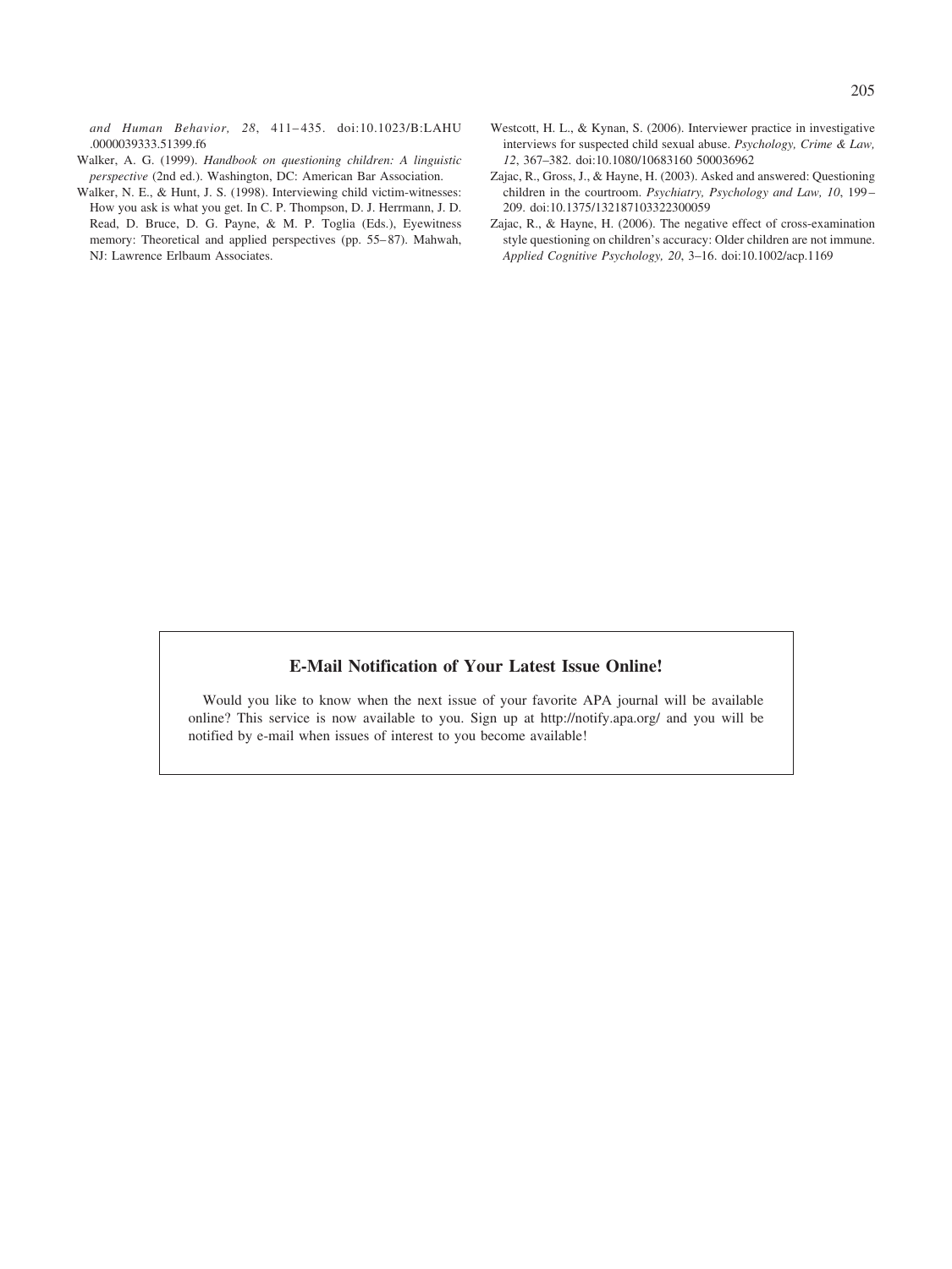*and Human Behavior, 28*, 411–435. doi:10.1023/B:LAHU.0000039333.51399.f6

Walker, A. G. (1999). *Handbook on questioning children: A linguistic perspective* (2nd ed.). Washington, DC: American Bar Association.

Walker, N. E., & Hunt, J. S. (1998). Interviewing child victim-witnesses: How you ask is what you get. In C. P. Thompson, D. J. Herrmann, J. D. Read, D. Bruce, D. G. Payne, & M. P. Toglia (Eds.), Eyewitness memory: Theoretical and applied perspectives (pp. 55–87). Mahwah, NJ: Lawrence Erlbaum Associates.

Westcott, H. L., & Kynan, S. (2006). Interviewer practice in investigative interviews for suspected child sexual abuse. *Psychology, Crime & Law, 12*, 367–382. doi:10.1080/10683160 500036962

Zajac, R., Gross, J., & Hayne, H. (2003). Asked and answered: Questioning children in the courtroom. *Psychiatry, Psychology and Law, 10*, 199–209. doi:10.1375/132187103322300059

Zajac, R., & Hayne, H. (2006). The negative effect of cross-examination style questioning on children's accuracy: Older children are not immune. *Applied Cognitive Psychology, 20*, 3–16. doi:10.1002/acp.1169

**E-Mail Notification of Your Latest Issue Online!**

Would you like to know when the next issue of your favorite APA journal will be available online? This service is now available to you. Sign up at http://notify.apa.org/ and you will be notified by e-mail when issues of interest to you become available!